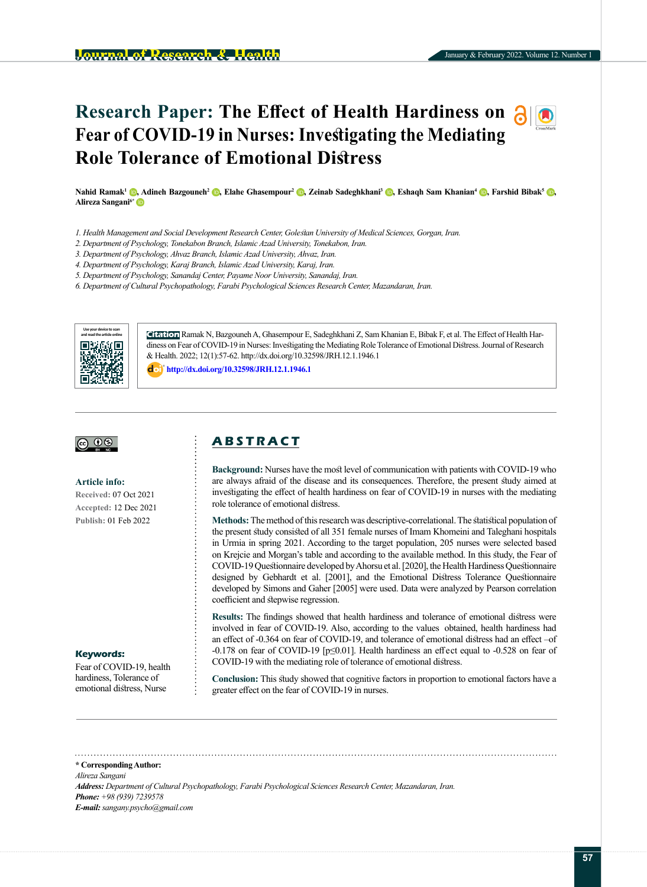# Research Paper: The Effect of Health Hardiness on Fear of COVID-19 in Nurses: Investigating the Mediating Role Tolerance of Emotional Distress

**Nahid Ramak[1], Adineh Bazgouneh[2], Elahe Ghasempour[2], Zeinab Sadeghkhani[3], Eshaqh Sam Khanian[4], Farshid Bibak[5], Alireza Sangani[6*]**

*1. Health Management and Social Development Research Center, Golestan University of Medical Sciences, Gorgan, Iran.*
*2. Department of Psychology, Tonekabon Branch, Islamic Azad University, Tonekabon, Iran.*
*3. Department of Psychology, Ahvaz Branch, Islamic Azad University, Ahvaz, Iran.*
*4. Department of Psychology, Karaj Branch, Islamic Azad University, Karaj, Iran.*
*5. Department of Psychology, Sanandaj Center, Payame Noor University, Sanandaj, Iran.*
*6. Department of Cultural Psychopathology, Farabi Psychological Sciences Research Center, Mazandaran, Iran.*

**Citation** Ramak N, Bazgouneh A, Ghasempour E, Sadeghkhani Z, Sam Khanian E, Bibak F, et al. The Effect of Health Hardiness on Fear of COVID-19 in Nurses: Investigating the Mediating Role Tolerance of Emotional Distress. Journal of Research & Health. 2022; 12(1):57-62. http://dx.doi.org/10.32598/JRH.12.1.1946.1

http://dx.doi.org/10.32598/JRH.12.1.1946.1

**Article info:**
**Received:** 07 Oct 2021
**Accepted:** 12 Dec 2021
**Publish:** 01 Feb 2022

**Keywords:**
Fear of COVID-19, health hardiness, Tolerance of emotional distress, Nurse

## ABSTRACT

**Background:** Nurses have the most level of communication with patients with COVID-19 who are always afraid of the disease and its consequences. Therefore, the present study aimed at investigating the effect of health hardiness on fear of COVID-19 in nurses with the mediating role tolerance of emotional distress.

**Methods:** The method of this research was descriptive-correlational. The statistical population of the present study consisted of all 351 female nurses of Imam Khomeini and Taleghani hospitals in Urmia in spring 2021. According to the target population, 205 nurses were selected based on Krejcie and Morgan's table and according to the available method. In this study, the Fear of COVID-19 Questionnaire developed by Ahorsu et al. [2020], the Health Hardiness Questionnaire designed by Gebhardt et al. [2001], and the Emotional Distress Tolerance Questionnaire developed by Simons and Gaher [2005] were used. Data were analyzed by Pearson correlation coefficient and stepwise regression.

**Results:** The findings showed that health hardiness and tolerance of emotional distress were involved in fear of COVID-19. Also, according to the values obtained, health hardiness had an effect of -0.364 on fear of COVID-19, and tolerance of emotional distress had an effect –of -0.178 on fear of COVID-19 [$p \leq 0.01$]. Health hardiness an effect equal to -0.528 on fear of COVID-19 with the mediating role of tolerance of emotional distress.

**Conclusion:** This study showed that cognitive factors in proportion to emotional factors have a greater effect on the fear of COVID-19 in nurses.

**\* Corresponding Author:**
*Alireza Sangani*
***Address:*** *Department of Cultural Psychopathology, Farabi Psychological Sciences Research Center, Mazandaran, Iran.*
***Phone:*** *+98 (939) 7239578*
***E-mail:*** *sangany.psycho@gmail.com*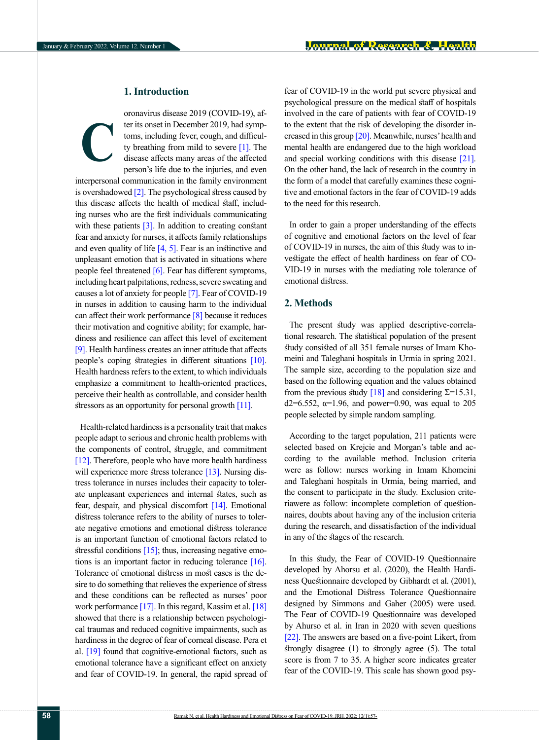## 1. Introduction

Coronavirus disease 2019 (COVID-19), after its onset in December 2019, had symptoms, including fever, cough, and difficulty breathing from mild to severe [1]. The disease affects many areas of the affected person's life due to the injuries, and even interpersonal communication in the family environment is overshadowed [2]. The psychological stress caused by this disease affects the health of medical staff, including nurses who are the first individuals communicating with these patients [3]. In addition to creating constant fear and anxiety for nurses, it affects family relationships and even quality of life [4, 5]. Fear is an instinctive and unpleasant emotion that is activated in situations where people feel threatened [6]. Fear has different symptoms, including heart palpitations, redness, severe sweating and causes a lot of anxiety for people [7]. Fear of COVID-19 in nurses in addition to causing harm to the individual can affect their work performance [8] because it reduces their motivation and cognitive ability; for example, hardiness and resilience can affect this level of excitement [9]. Health hardiness creates an inner attitude that affects people's coping strategies in different situations [10]. Health hardness refers to the extent, to which individuals emphasize a commitment to health-oriented practices, perceive their health as controllable, and consider health stressors as an opportunity for personal growth [11].

Health-related hardiness is a personality trait that makes people adapt to serious and chronic health problems with the components of control, struggle, and commitment [12]. Therefore, people who have more health hardiness will experience more stress tolerance [13]. Nursing distress tolerance in nurses includes their capacity to tolerate unpleasant experiences and internal states, such as fear, despair, and physical discomfort [14]. Emotional distress tolerance refers to the ability of nurses to tolerate negative emotions and emotional distress tolerance is an important function of emotional factors related to stressful conditions [15]; thus, increasing negative emotions is an important factor in reducing tolerance [16]. Tolerance of emotional distress in most cases is the desire to do something that relieves the experience of stress and these conditions can be reflected as nurses' poor work performance [17]. In this regard, Kassim et al. [18] showed that there is a relationship between psychological traumas and reduced cognitive impairments, such as hardiness in the degree of fear of corneal disease. Pera et al. [19] found that cognitive-emotional factors, such as emotional tolerance have a significant effect on anxiety and fear of COVID-19. In general, the rapid spread of fear of COVID-19 in the world put severe physical and psychological pressure on the medical staff of hospitals involved in the care of patients with fear of COVID-19 to the extent that the risk of developing the disorder increased in this group [20]. Meanwhile, nurses' health and mental health are endangered due to the high workload and special working conditions with this disease [21]. On the other hand, the lack of research in the country in the form of a model that carefully examines these cognitive and emotional factors in the fear of COVID-19 adds to the need for this research.

In order to gain a proper understanding of the effects of cognitive and emotional factors on the level of fear of COVID-19 in nurses, the aim of this study was to investigate the effect of health hardiness on fear of COVID-19 in nurses with the mediating role tolerance of emotional distress.

## 2. Methods

The present study was applied descriptive-correlational research. The statistical population of the present study consisted of all 351 female nurses of Imam Khomeini and Taleghani hospitals in Urmia in spring 2021. The sample size, according to the population size and based on the following equation and the values obtained from the previous study [18] and considering Σ=15.31, d2=6.552, α=1.96, and power=0.90, was equal to 205 people selected by simple random sampling.

According to the target population, 211 patients were selected based on Krejcie and Morgan's table and according to the available method. Inclusion criteria were as follow: nurses working in Imam Khomeini and Taleghani hospitals in Urmia, being married, and the consent to participate in the study. Exclusion criteriawere as follow: incomplete completion of questionnaires, doubts about having any of the inclusion criteria during the research, and dissatisfaction of the individual in any of the stages of the research.

In this study, the Fear of COVID-19 Questionnaire developed by Ahorsu et al. (2020), the Health Hardiness Questionnaire developed by Gibhardt et al. (2001), and the Emotional Distress Tolerance Questionnaire designed by Simmons and Gaher (2005) were used. The Fear of COVID-19 Questionnaire was developed by Ahurso et al. in Iran in 2020 with seven questions [22]. The answers are based on a five-point Likert, from strongly disagree (1) to strongly agree (5). The total score is from 7 to 35. A higher score indicates greater fear of the COVID-19. This scale has shown good psy-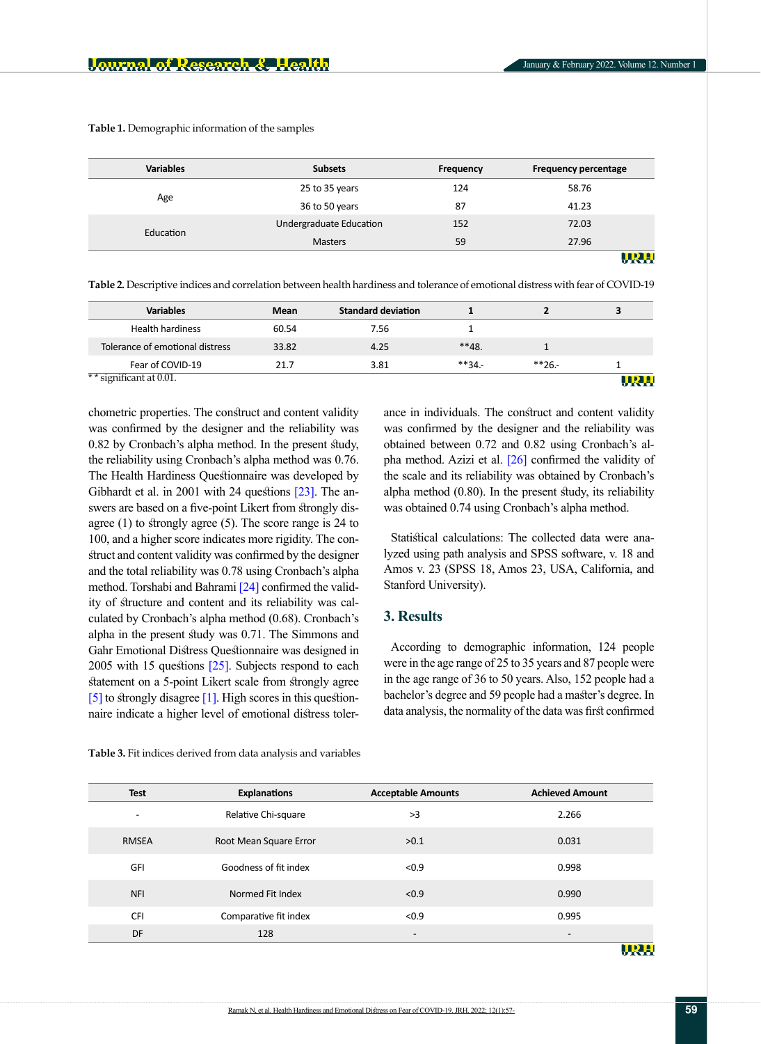**Table 1.** Demographic information of the samples

| Variables | Subsets | Frequency | Frequency percentage |
|---|---|---|---|
| Age | 25 to 35 years | 124 | 58.76 |
| | 36 to 50 years | 87 | 41.23 |
| Education | Undergraduate Education | 152 | 72.03 |
| | Masters | 59 | 27.96 |

**Table 2.** Descriptive indices and correlation between health hardiness and tolerance of emotional distress with fear of COVID-19

| Variables | Mean | Standard deviation | 1 | 2 | 3 |
|---|---|---|---|---|---|
| Health hardiness | 60.54 | 7.56 | 1 | | |
| Tolerance of emotional distress | 33.82 | 4.25 | **48. | 1 | |
| Fear of COVID-19 | 21.7 | 3.81 | **34.- | **26.- | 1 |

** significant at 0.01.

chometric properties. The construct and content validity was confirmed by the designer and the reliability was 0.82 by Cronbach's alpha method. In the present study, the reliability using Cronbach's alpha method was 0.76. The Health Hardiness Questionnaire was developed by Gibhardt et al. in 2001 with 24 questions [23]. The answers are based on a five-point Likert from strongly disagree (1) to strongly agree (5). The score range is 24 to 100, and a higher score indicates more rigidity. The construct and content validity was confirmed by the designer and the total reliability was 0.78 using Cronbach's alpha method. Torshabi and Bahrami [24] confirmed the validity of structure and content and its reliability was calculated by Cronbach's alpha method (0.68). Cronbach's alpha in the present study was 0.71. The Simmons and Gahr Emotional Distress Questionnaire was designed in 2005 with 15 questions [25]. Subjects respond to each statement on a 5-point Likert scale from strongly agree [5] to strongly disagree [1]. High scores in this questionnaire indicate a higher level of emotional distress tolerance in individuals. The construct and content validity was confirmed by the designer and the reliability was obtained between 0.72 and 0.82 using Cronbach's alpha method. Azizi et al. [26] confirmed the validity of the scale and its reliability was obtained by Cronbach's alpha method (0.80). In the present study, its reliability was obtained 0.74 using Cronbach's alpha method.

Statistical calculations: The collected data were analyzed using path analysis and SPSS software, v. 18 and Amos v. 23 (SPSS 18, Amos 23, USA, California, and Stanford University).

## 3. Results

According to demographic information, 124 people were in the age range of 25 to 35 years and 87 people were in the age range of 36 to 50 years. Also, 152 people had a bachelor's degree and 59 people had a master's degree. In data analysis, the normality of the data was first confirmed

**Table 3.** Fit indices derived from data analysis and variables

| Test | Explanations | Acceptable Amounts | Achieved Amount |
|---|---|---|---|
| - | Relative Chi-square | >3 | 2.266 |
| RMSEA | Root Mean Square Error | >0.1 | 0.031 |
| GFI | Goodness of fit index | <0.9 | 0.998 |
| NFI | Normed Fit Index | <0.9 | 0.990 |
| CFI | Comparative fit index | <0.9 | 0.995 |
| DF | 128 | - | - |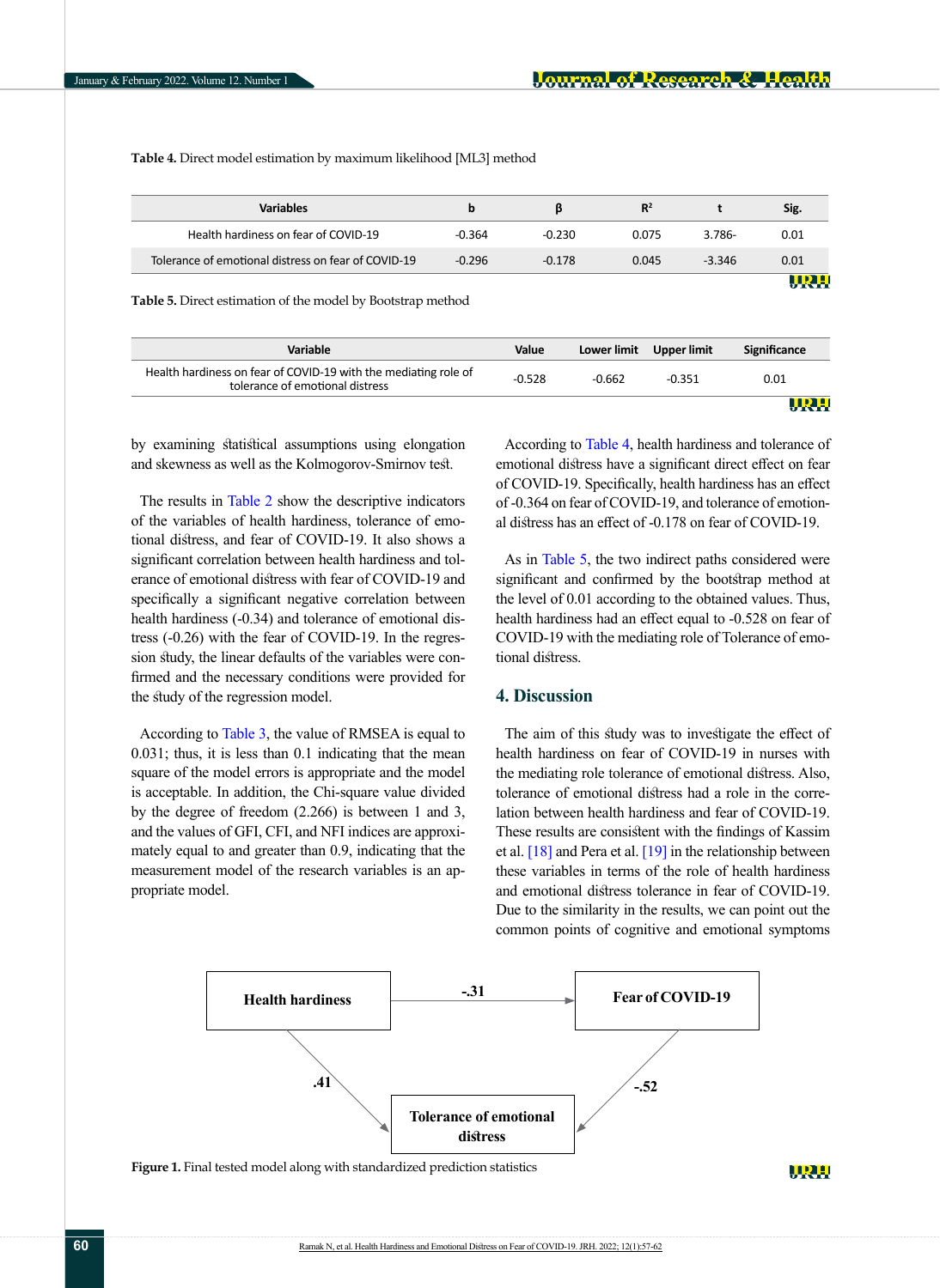**Table 4.** Direct model estimation by maximum likelihood [ML3] method

| Variables | b | β | $R^2$ | t | Sig. |
|---|---|---|---|---|---|
| Health hardiness on fear of COVID-19 | -0.364 | -0.230 | 0.075 | 3.786- | 0.01 |
| Tolerance of emotional distress on fear of COVID-19 | -0.296 | -0.178 | 0.045 | -3.346 | 0.01 |

**Table 5.** Direct estimation of the model by Bootstrap method

| Variable | Value | Lower limit | Upper limit | Significance |
|---|---|---|---|---|
| Health hardiness on fear of COVID-19 with the mediating role of tolerance of emotional distress | -0.528 | -0.662 | -0.351 | 0.01 |

by examining statistical assumptions using elongation and skewness as well as the Kolmogorov-Smirnov test.

The results in Table 2 show the descriptive indicators of the variables of health hardiness, tolerance of emotional distress, and fear of COVID-19. It also shows a significant correlation between health hardiness and tolerance of emotional distress with fear of COVID-19 and specifically a significant negative correlation between health hardiness (-0.34) and tolerance of emotional distress (-0.26) with the fear of COVID-19. In the regression study, the linear defaults of the variables were confirmed and the necessary conditions were provided for the study of the regression model.

According to Table 3, the value of RMSEA is equal to 0.031; thus, it is less than 0.1 indicating that the mean square of the model errors is appropriate and the model is acceptable. In addition, the Chi-square value divided by the degree of freedom (2.266) is between 1 and 3, and the values of GFI, CFI, and NFI indices are approximately equal to and greater than 0.9, indicating that the measurement model of the research variables is an appropriate model.

According to Table 4, health hardiness and tolerance of emotional distress have a significant direct effect on fear of COVID-19. Specifically, health hardiness has an effect of -0.364 on fear of COVID-19, and tolerance of emotional distress has an effect of -0.178 on fear of COVID-19.

As in Table 5, the two indirect paths considered were significant and confirmed by the bootstrap method at the level of 0.01 according to the obtained values. Thus, health hardiness had an effect equal to -0.528 on fear of COVID-19 with the mediating role of Tolerance of emotional distress.

## 4. Discussion

The aim of this study was to investigate the effect of health hardiness on fear of COVID-19 in nurses with the mediating role of tolerance of emotional distress. Also, tolerance of emotional distress had a role in the correlation between health hardiness and fear of COVID-19. These results are consistent with the findings of Kassim et al. [18] and Pera et al. [19] in the relationship between these variables in terms of the role of health hardiness and emotional distress tolerance in fear of COVID-19. Due to the similarity in the results, we can point out the common points of cognitive and emotional symptoms

| | | |
|---|---|---|
| Health hardiness | → -.31 → | Fear of COVID-19 |
| ↓ .41 | | ↓ -.52 |
| | Tolerance of emotional distress | |

**Figure 1.** Final tested model along with standardized prediction statistics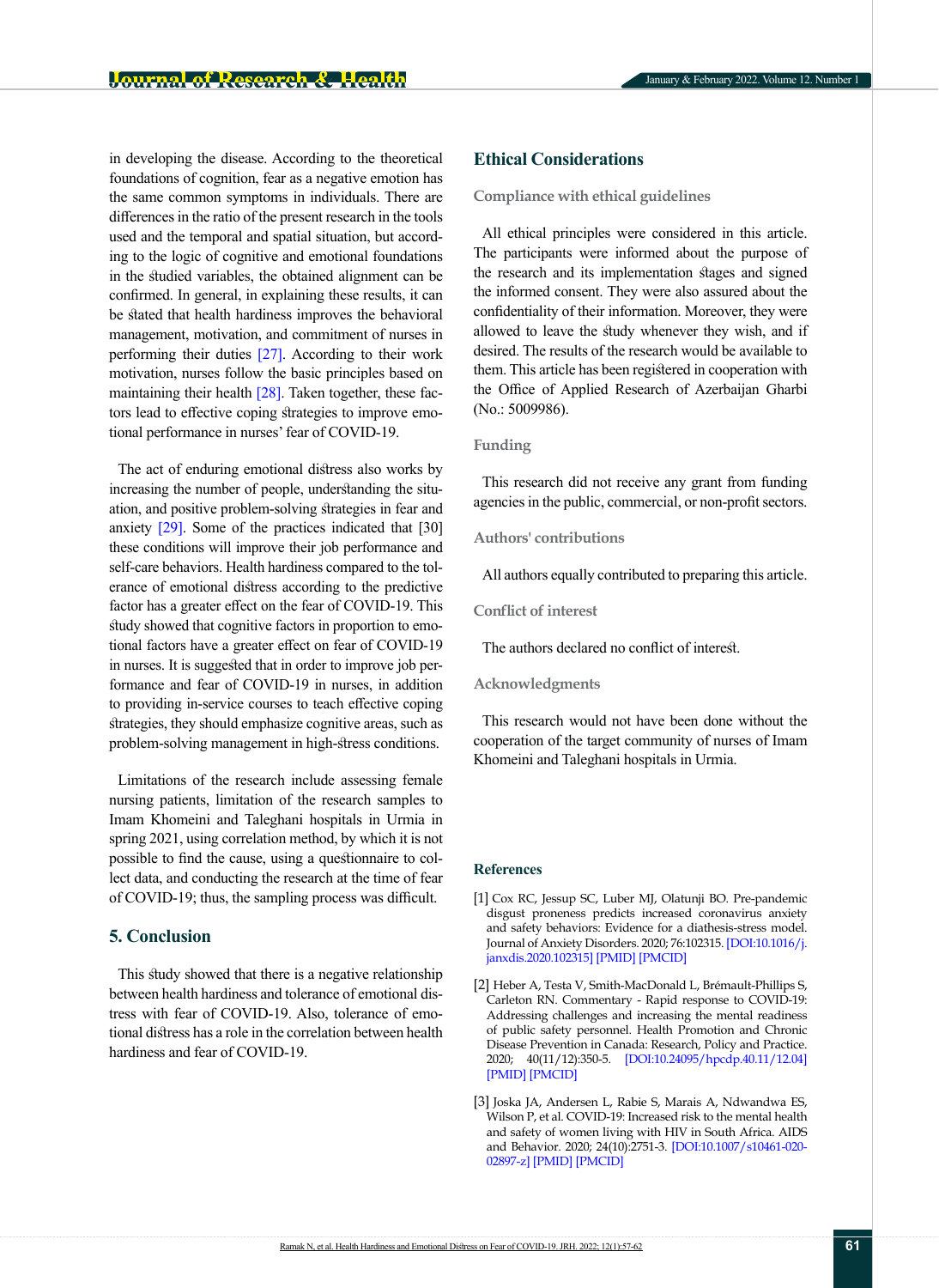in developing the disease. According to the theoretical foundations of cognition, fear as a negative emotion has the same common symptoms in individuals. There are differences in the ratio of the present research in the tools used and the temporal and spatial situation, but according to the logic of cognitive and emotional foundations in the studied variables, the obtained alignment can be confirmed. In general, in explaining these results, it can be stated that health hardiness improves the behavioral management, motivation, and commitment of nurses in performing their duties [27]. According to their work motivation, nurses follow the basic principles based on maintaining their health [28]. Taken together, these factors lead to effective coping strategies to improve emotional performance in nurses' fear of COVID-19.

The act of enduring emotional distress also works by increasing the number of people, understanding the situation, and positive problem-solving strategies in fear and anxiety [29]. Some of the practices indicated that [30] these conditions will improve their job performance and self-care behaviors. Health hardiness compared to the tolerance of emotional distress according to the predictive factor has a greater effect on the fear of COVID-19. This study showed that cognitive factors in proportion to emotional factors have a greater effect on fear of COVID-19 in nurses. It is suggested that in order to improve job performance and fear of COVID-19 in nurses, in addition to providing in-service courses to teach effective coping strategies, they should emphasize cognitive areas, such as problem-solving management in high-stress conditions.

Limitations of the research include assessing female nursing patients, limitation of the research samples to Imam Khomeini and Taleghani hospitals in Urmia in spring 2021, using correlation method, by which it is not possible to find the cause, using a questionnaire to collect data, and conducting the research at the time of fear of COVID-19; thus, the sampling process was difficult.

## 5. Conclusion

This study showed that there is a negative relationship between health hardiness and tolerance of emotional distress with fear of COVID-19. Also, tolerance of emotional distress has a role in the correlation between health hardiness and fear of COVID-19.

## Ethical Considerations

### Compliance with ethical guidelines

All ethical principles were considered in this article. The participants were informed about the purpose of the research and its implementation stages and signed the informed consent. They were also assured about the confidentiality of their information. Moreover, they were allowed to leave the study whenever they wish, and if desired. The results of the research would be available to them. This article has been registered in cooperation with the Office of Applied Research of Azerbaijan Gharbi (No.: 5009986).

### Funding

This research did not receive any grant from funding agencies in the public, commercial, or non-profit sectors.

### Authors' contributions

All authors equally contributed to preparing this article.

### Conflict of interest

The authors declared no conflict of interest.

### Acknowledgments

This research would not have been done without the cooperation of the target community of nurses of Imam Khomeini and Taleghani hospitals in Urmia.

## References

[1] Cox RC, Jessup SC, Luber MJ, Olatunji BO. Pre-pandemic disgust proneness predicts increased coronavirus anxiety and safety behaviors: Evidence for a diathesis-stress model. Journal of Anxiety Disorders. 2020; 76:102315. [DOI:10.1016/j.janxdis.2020.102315] [PMID] [PMCID]

[2] Heber A, Testa V, Smith-MacDonald L, Brémault-Phillips S, Carleton RN. Commentary - Rapid response to COVID-19: Addressing challenges and increasing the mental readiness of public safety personnel. Health Promotion and Chronic Disease Prevention in Canada: Research, Policy and Practice. 2020; 40(11/12):350-5. [DOI:10.24095/hpcdp.40.11/12.04] [PMID] [PMCID]

[3] Joska JA, Andersen L, Rabie S, Marais A, Ndwandwa ES, Wilson P, et al. COVID-19: Increased risk to the mental health and safety of women living with HIV in South Africa. AIDS and Behavior. 2020; 24(10):2751-3. [DOI:10.1007/s10461-020-02897-z] [PMID] [PMCID]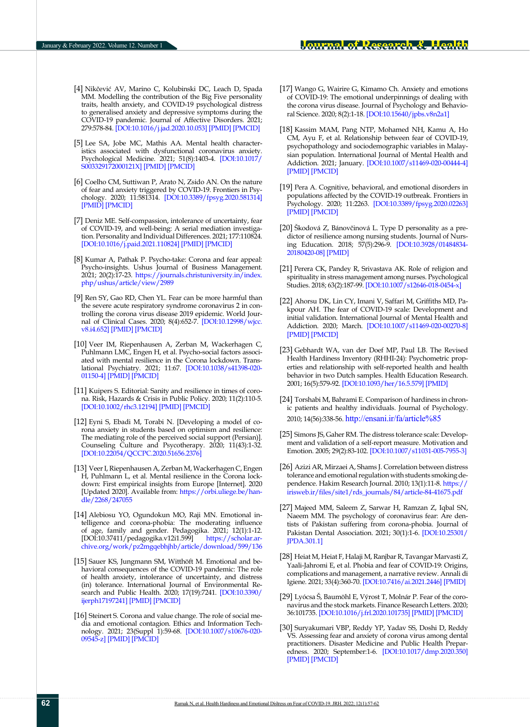[4] Nikčević AV, Marino C, Kolubinski DC, Leach D, Spada MM. Modelling the contribution of the Big Five personality traits, health anxiety, and COVID-19 psychological distress to generalised anxiety and depressive symptoms during the COVID-19 pandemic. Journal of Affective Disorders. 2021; 279:578-84. [DOI:10.1016/j.jad.2020.10.053] [PMID] [PMCID]

[5] Lee SA, Jobe MC, Mathis AA. Mental health characteristics associated with dysfunctional coronavirus anxiety. Psychological Medicine. 2021; 51(8):1403-4. [DOI:10.1017/S003329172000121X] [PMID] [PMCID]

[6] Coelho CM, Suttiwan P, Arato N, Zsido AN. On the nature of fear and anxiety triggered by COVID-19. Frontiers in Psychology. 2020; 11:581314. [DOI:10.3389/fpsyg.2020.581314] [PMID] [PMCID]

[7] Deniz ME. Self-compassion, intolerance of uncertainty, fear of COVID-19, and well-being: A serial mediation investigation. Personality and Individual Differences. 2021; 177:110824. [DOI:10.1016/j.paid.2021.110824] [PMID] [PMCID]

[8] Kumar A, Pathak P. Psycho-take: Corona and fear appeal: Psycho-insights. Ushus Journal of Business Management. 2021; 20(2):17-23. https://journals.christuniversity.in/index.php/ushus/article/view/2989

[9] Ren SY, Gao RD, Chen YL. Fear can be more harmful than the severe acute respiratory syndrome coronavirus 2 in controlling the corona virus disease 2019 epidemic. World Journal of Clinical Cases. 2020; 8(4):652-7. [DOI:10.12998/wjcc.v8.i4.652] [PMID] [PMCID]

[10] Veer IM, Riepenhausen A, Zerban M, Wackerhagen C, Puhlmann LMC, Engen H, et al. Psycho-social factors associated with mental resilience in the Corona lockdown. Translational Psychiatry. 2021; 11:67. [DOI:10.1038/s41398-020-01150-4] [PMID] [PMCID]

[11] Kuipers S. Editorial: Sanity and resilience in times of corona. Risk, Hazards & Crisis in Public Policy. 2020; 11(2):110-5. [DOI:10.1002/rhc3.12194] [PMID] [PMCID]

[12] Eyni S, Ebadi M, Torabi N. [Developing a model of corona anxiety in students based on optimism and resilience: The mediating role of the perceived social support (Persian)]. Counseling Culture and Psycotherapy. 2020; 11(43):1-32. [DOI:10.22054/QCCPC.2020.51656.2376]

[13] Veer I, Riepenhausen A, Zerban M, Wackerhagen C, Engen H, Puhlmann L, et al. Mental resilience in the Corona lockdown: First empirical insights from Europe [Internet]. 2020 [Updated 2020]. Available from: https://orbi.uliege.be/handle/2268/247055

[14] Alebiosu YO, Ogundokun MO, Raji MN. Emotional intelligence and corona-phobia: The moderating influence of age, family and gender. Pedagogika. 2021; 12(1):1-12. [DOI:10.37411/pedagogika.v12i1.599] https://scholar.archive.org/work/pz2mgqebhjhb/article/download/599/136

[15] Sauer KS, Jungmann SM, Witthöft M. Emotional and behavioral consequences of the COVID-19 pandemic: The role of health anxiety, intolerance of uncertainty, and distress (in) tolerance. International Journal of Environmental Research and Public Health. 2020; 17(19):7241. [DOI:10.3390/ijerph17197241] [PMID] [PMCID]

[16] Steinert S. Corona and value change. The role of social media and emotional contagion. Ethics and Information Technology. 2021; 23(Suppl 1):59-68. [DOI:10.1007/s10676-020-09545-z] [PMID] [PMCID]

[17] Wango G, Wairire G, Kimamo Ch. Anxiety and emotions of COVID-19: The emotional underpinnings of dealing with the corona virus disease. Journal of Psychology and Behavioral Science. 2020; 8(2):1-18. [DOI:10.15640/jpbs.v8n2a1]

[18] Kassim MAM, Pang NTP, Mohamed NH, Kamu A, Ho CM, Ayu F, et al. Relationship between fear of COVID-19, psychopathology and sociodemographic variables in Malaysian population. International Journal of Mental Health and Addiction. 2021; January. [DOI:10.1007/s11469-020-00444-4] [PMID] [PMCID]

[19] Pera A. Cognitive, behavioral, and emotional disorders in populations affected by the COVID-19 outbreak. Frontiers in Psychology. 2020; 11:2263. [DOI:10.3389/fpsyg.2020.02263] [PMID] [PMCID]

[20] Škodová Z, Bánovčinová L. Type D personality as a predictor of resilience among nursing students. Journal of Nursing Education. 2018; 57(5):296-9. [DOI:10.3928/01484834-20180420-08] [PMID]

[21] Perera CK, Pandey R, Srivastava AK. Role of religion and spirituality in stress management among nurses. Psychological Studies. 2018; 63(2):187-99. [DOI:10.1007/s12646-018-0454-x]

[22] Ahorsu DK, Lin CY, Imani V, Saffari M, Griffiths MD, Pakpour AH. The fear of COVID-19 scale: Development and initial validation. International Journal of Mental Health and Addiction. 2020; March. [DOI:10.1007/s11469-020-00270-8] [PMID] [PMCID]

[23] Gebhardt WA, van der Doef MP, Paul LB. The Revised Health Hardiness Inventory (RHHI-24): Psychometric properties and relationship with self-reported health and health behavior in two Dutch samples. Health Education Research. 2001; 16(5):579-92. [DOI:10.1093/her/16.5.579] [PMID]

[24] Torshabi M, Bahrami E. Comparison of hardiness in chronic patients and healthy individuals. Journal of Psychology. 2010; 14(56):338-56. http://ensani.ir/fa/article%85

[25] Simons JS, Gaher RM. The distress tolerance scale: Development and validation of a self-report measure. Motivation and Emotion. 2005; 29(2):83-102. [DOI:10.1007/s11031-005-7955-3]

[26] Azizi AR, Mirzaei A, Shams J. Correlation between distress tolerance and emotional regulation with students smoking dependence. Hakim Research Journal. 2010; 13(1):11-8. https://irisweb.ir/files/site1/rds_journals/84/article-84-41675.pdf

[27] Majeed MM, Saleem Z, Sarwar H, Ramzan Z, Iqbal SN, Naeem MM. The psychology of coronavirus fear: Are dentists of Pakistan suffering from corona-phobia. Journal of Pakistan Dental Association. 2021; 30(1):1-6. [DOI:10.25301/JPDA.301.1]

[28] Heiat M, Heiat F, Halaji M, Ranjbar R, Tavangar Marvasti Z, Yaali-Jahromi E, et al. Phobia and fear of COVID-19: Origins, complications and management, a narrative review. Annali di Igiene. 2021; 33(4):360-70. [DOI:10.7416/ai.2021.2446] [PMID]

[29] Lyócsa Š, Baumöhl E, Výrost T, Molnár P. Fear of the coronavirus and the stock markets. Finance Research Letters. 2020; 36:101735. [DOI:10.1016/j.frl.2020.101735] [PMID] [PMCID]

[30] Suryakumari VBP, Reddy YP, Yadav SS, Doshi D, Reddy VS. Assessing fear and anxiety of corona virus among dental practitioners. Disaster Medicine and Public Health Preparedness. 2020; September:1-6. [DOI:10.1017/dmp.2020.350] [PMID] [PMCID]